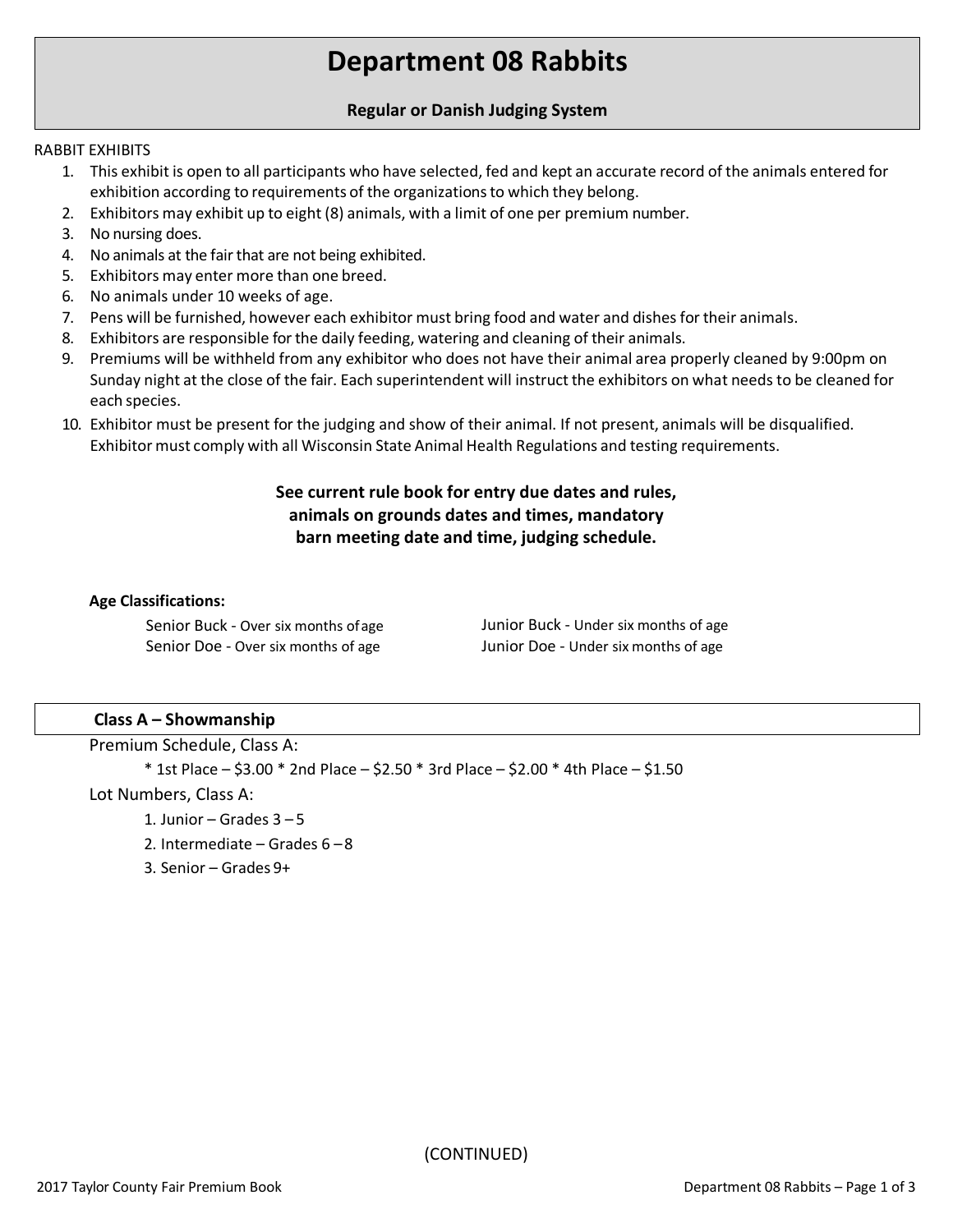# Department 08 Rabbits

**Regular or Danish Judging System**

RABBIT EXHIBITS

1. This exhibit is open to all participants who have selected, fed and kept an accurate record of the animals entered for exhibition according to requirements of the organizations to which they belong.
2. Exhibitors may exhibit up to eight (8) animals, with a limit of one per premium number.
3. No nursing does.
4. No animals at the fair that are not being exhibited.
5. Exhibitors may enter more than one breed.
6. No animals under 10 weeks of age.
7. Pens will be furnished, however each exhibitor must bring food and water and dishes for their animals.
8. Exhibitors are responsible for the daily feeding, watering and cleaning of their animals.
9. Premiums will be withheld from any exhibitor who does not have their animal area properly cleaned by 9:00pm on Sunday night at the close of the fair. Each superintendent will instruct the exhibitors on what needs to be cleaned for each species.
10. Exhibitor must be present for the judging and show of their animal. If not present, animals will be disqualified. Exhibitor must comply with all Wisconsin State Animal Health Regulations and testing requirements.

**See current rule book for entry due dates and rules, animals on grounds dates and times, mandatory barn meeting date and time, judging schedule.**

**Age Classifications:**

Senior Buck - Over six months of age
Senior Doe - Over six months of age
Junior Buck - Under six months of age
Junior Doe - Under six months of age

## Class A – Showmanship

Premium Schedule, Class A:

* 1st Place – $3.00 * 2nd Place – $2.50 * 3rd Place – $2.00 * 4th Place – $1.50

Lot Numbers, Class A:

1. Junior – Grades 3 – 5
2. Intermediate – Grades 6 – 8
3. Senior – Grades 9+

(CONTINUED)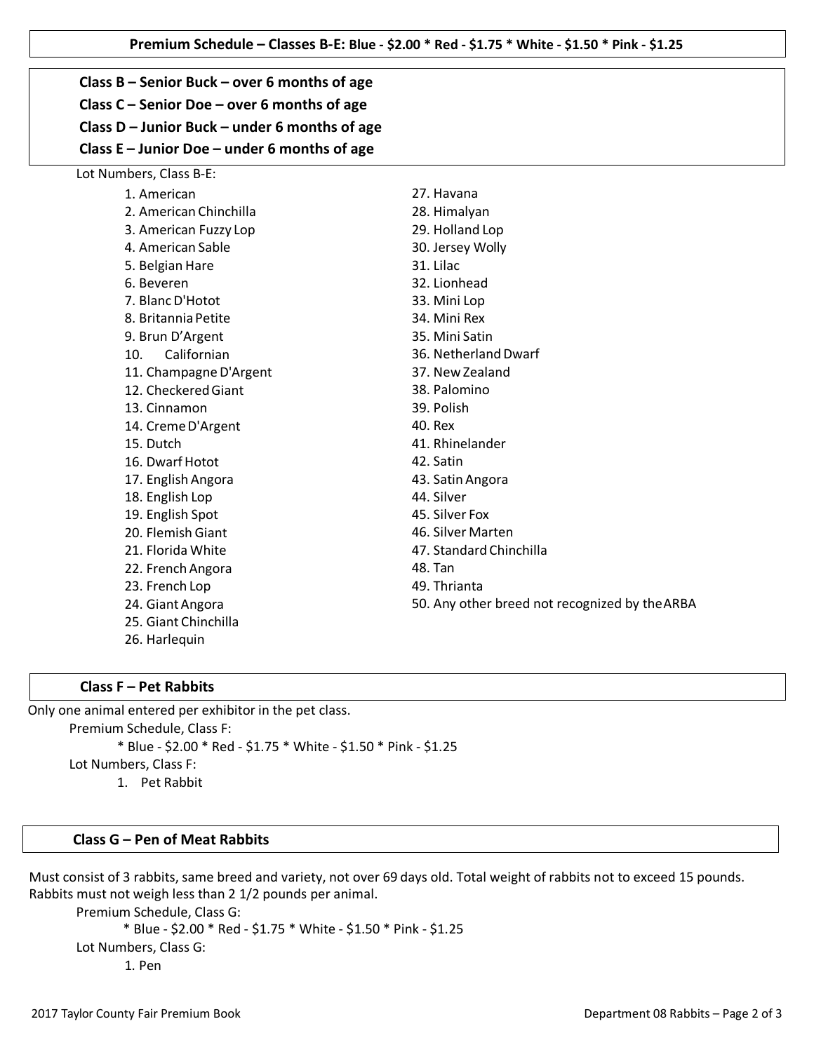**Premium Schedule – Classes B-E: Blue - $2.00 * Red - $1.75 * White - $1.50 * Pink - $1.25**

**Class B – Senior Buck – over 6 months of age**

**Class C – Senior Doe – over 6 months of age**

**Class D – Junior Buck – under 6 months of age**

**Class E – Junior Doe – under 6 months of age**

Lot Numbers, Class B-E:

1. American
2. American Chinchilla
3. American Fuzzy Lop
4. American Sable
5. Belgian Hare
6. Beveren
7. Blanc D'Hotot
8. Britannia Petite
9. Brun D'Argent
10. Californian
11. Champagne D'Argent
12. Checkered Giant
13. Cinnamon
14. Creme D'Argent
15. Dutch
16. Dwarf Hotot
17. English Angora
18. English Lop
19. English Spot
20. Flemish Giant
21. Florida White
22. French Angora
23. French Lop
24. Giant Angora
25. Giant Chinchilla
26. Harlequin
27. Havana
28. Himalyan
29. Holland Lop
30. Jersey Wolly
31. Lilac
32. Lionhead
33. Mini Lop
34. Mini Rex
35. Mini Satin
36. Netherland Dwarf
37. New Zealand
38. Palomino
39. Polish
40. Rex
41. Rhinelander
42. Satin
43. Satin Angora
44. Silver
45. Silver Fox
46. Silver Marten
47. Standard Chinchilla
48. Tan
49. Thrianta
50. Any other breed not recognized by the ARBA

**Class F – Pet Rabbits**

Only one animal entered per exhibitor in the pet class.

Premium Schedule, Class F:

* Blue - $2.00 * Red - $1.75 * White - $1.50 * Pink - $1.25

Lot Numbers, Class F:

1. Pet Rabbit

**Class G – Pen of Meat Rabbits**

Must consist of 3 rabbits, same breed and variety, not over 69 days old. Total weight of rabbits not to exceed 15 pounds. Rabbits must not weigh less than 2 1/2 pounds per animal.

Premium Schedule, Class G:

* Blue - $2.00 * Red - $1.75 * White - $1.50 * Pink - $1.25

Lot Numbers, Class G:

1. Pen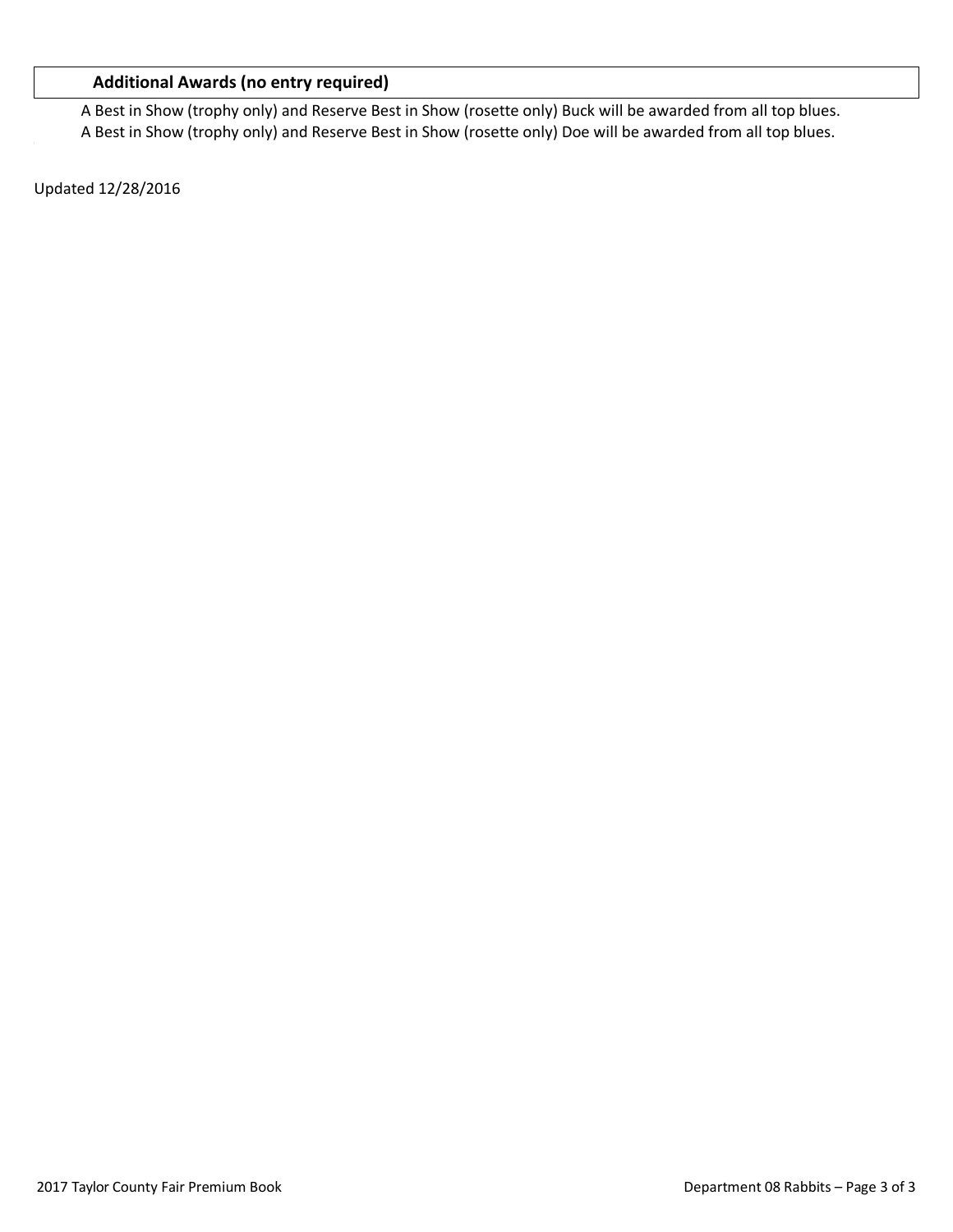## Additional Awards (no entry required)

A Best in Show (trophy only) and Reserve Best in Show (rosette only) Buck will be awarded from all top blues.
A Best in Show (trophy only) and Reserve Best in Show (rosette only) Doe will be awarded from all top blues.

Updated 12/28/2016